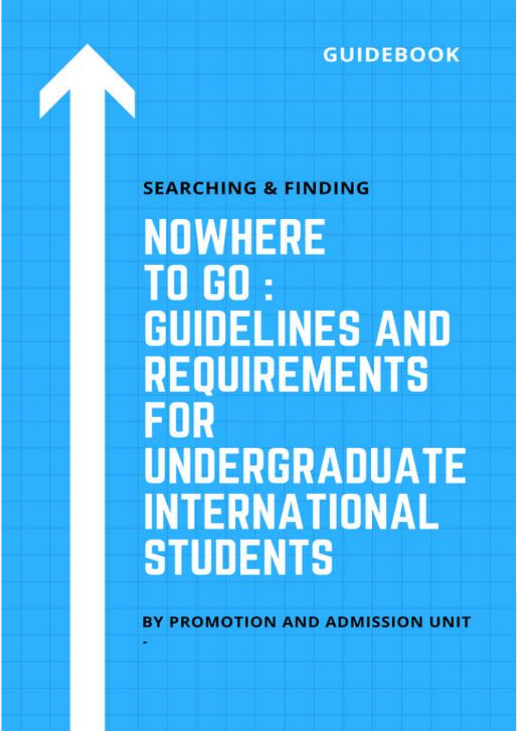GUIDEBOOK

**SEARCHING & FINDING**

# NOWHERE TO GO : GUIDELINES AND REQUIREMENTS FOR UNDERGRADUATE INTERNATIONAL STUDENTS

**BY PROMOTION AND ADMISSION UNIT**

-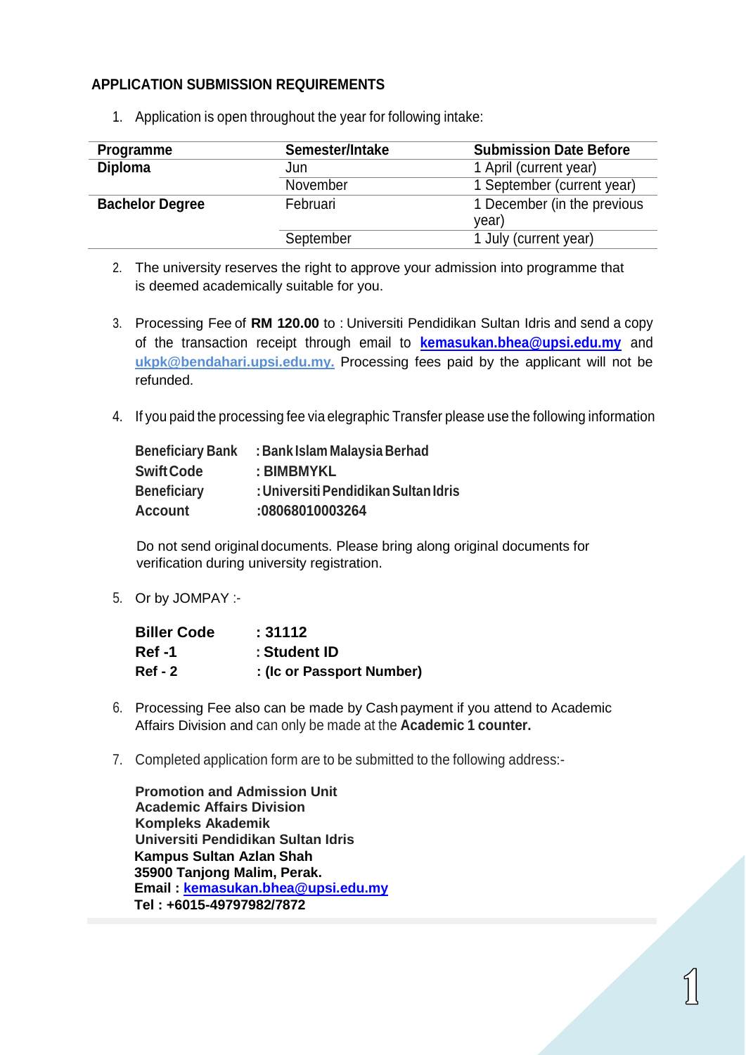### APPLICATION SUBMISSION REQUIREMENTS

1. Application is open throughout the year for following intake:

| Programme | Semester/Intake | Submission Date Before |
|---|---|---|
| **Diploma** | Jun | 1 April (current year) |
| | November | 1 September (current year) |
| **Bachelor Degree** | Februari | 1 December (in the previous year) |
| | September | 1 July (current year) |

2. The university reserves the right to approve your admission into programme that is deemed academically suitable for you.

3. Processing Fee of **RM 120.00** to : Universiti Pendidikan Sultan Idris and send a copy of the transaction receipt through email to **kemasukan.bhea@upsi.edu.my** and **ukpk@bendahari.upsi.edu.my.** Processing fees paid by the applicant will not be refunded.

4. If you paid the processing fee via elegraphic Transfer please use the following information

   **Beneficiary Bank : Bank Islam Malaysia Berhad**
   **Swift Code : BIMBMYKL**
   **Beneficiary : Universiti Pendidikan Sultan Idris**
   **Account :08068010003264**

   Do not send original documents. Please bring along original documents for verification during university registration.

5. Or by JOMPAY :-

   **Biller Code : 31112**
   **Ref -1 : Student ID**
   **Ref - 2 : (Ic or Passport Number)**

6. Processing Fee also can be made by Cash payment if you attend to Academic Affairs Division and can only be made at the **Academic 1 counter.**

7. Completed application form are to be submitted to the following address:-

   **Promotion and Admission Unit**
   **Academic Affairs Division**
   **Kompleks Akademik**
   **Universiti Pendidikan Sultan Idris**
   **Kampus Sultan Azlan Shah**
   **35900 Tanjong Malim, Perak.**
   **Email : kemasukan.bhea@upsi.edu.my**
   **Tel : +6015-49797982/7872**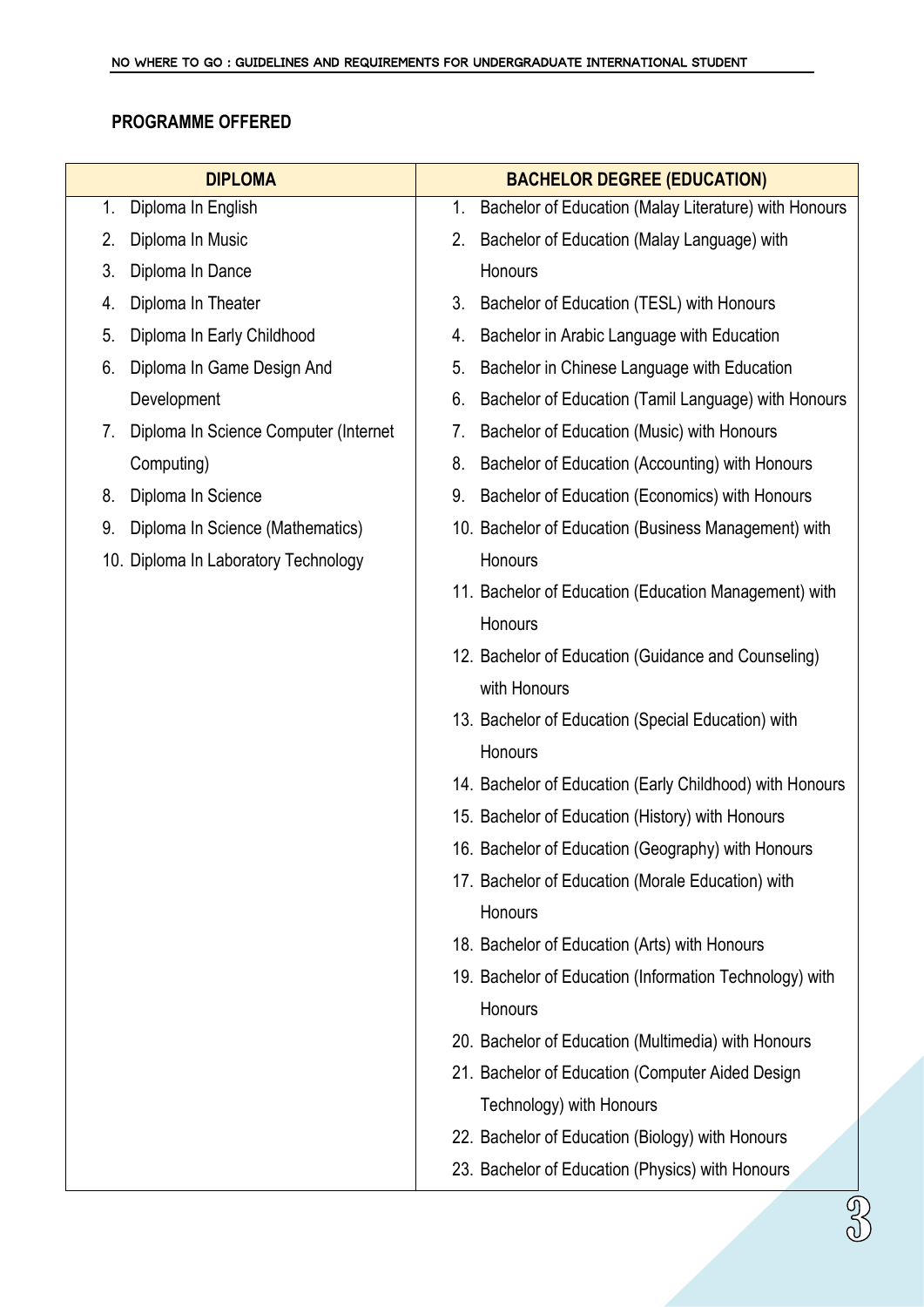**PROGRAMME OFFERED**

| DIPLOMA | BACHELOR DEGREE (EDUCATION) |
|---|---|
| 1. Diploma In English | 1. Bachelor of Education (Malay Literature) with Honours |
| 2. Diploma In Music | 2. Bachelor of Education (Malay Language) with Honours |
| 3. Diploma In Dance | 3. Bachelor of Education (TESL) with Honours |
| 4. Diploma In Theater | 4. Bachelor in Arabic Language with Education |
| 5. Diploma In Early Childhood | 5. Bachelor in Chinese Language with Education |
| 6. Diploma In Game Design And Development | 6. Bachelor of Education (Tamil Language) with Honours |
| 7. Diploma In Science Computer (Internet Computing) | 7. Bachelor of Education (Music) with Honours |
| 8. Diploma In Science | 8. Bachelor of Education (Accounting) with Honours |
| 9. Diploma In Science (Mathematics) | 9. Bachelor of Education (Economics) with Honours |
| 10. Diploma In Laboratory Technology | 10. Bachelor of Education (Business Management) with Honours |
| | 11. Bachelor of Education (Education Management) with Honours |
| | 12. Bachelor of Education (Guidance and Counseling) with Honours |
| | 13. Bachelor of Education (Special Education) with Honours |
| | 14. Bachelor of Education (Early Childhood) with Honours |
| | 15. Bachelor of Education (History) with Honours |
| | 16. Bachelor of Education (Geography) with Honours |
| | 17. Bachelor of Education (Morale Education) with Honours |
| | 18. Bachelor of Education (Arts) with Honours |
| | 19. Bachelor of Education (Information Technology) with Honours |
| | 20. Bachelor of Education (Multimedia) with Honours |
| | 21. Bachelor of Education (Computer Aided Design Technology) with Honours |
| | 22. Bachelor of Education (Biology) with Honours |
| | 23. Bachelor of Education (Physics) with Honours |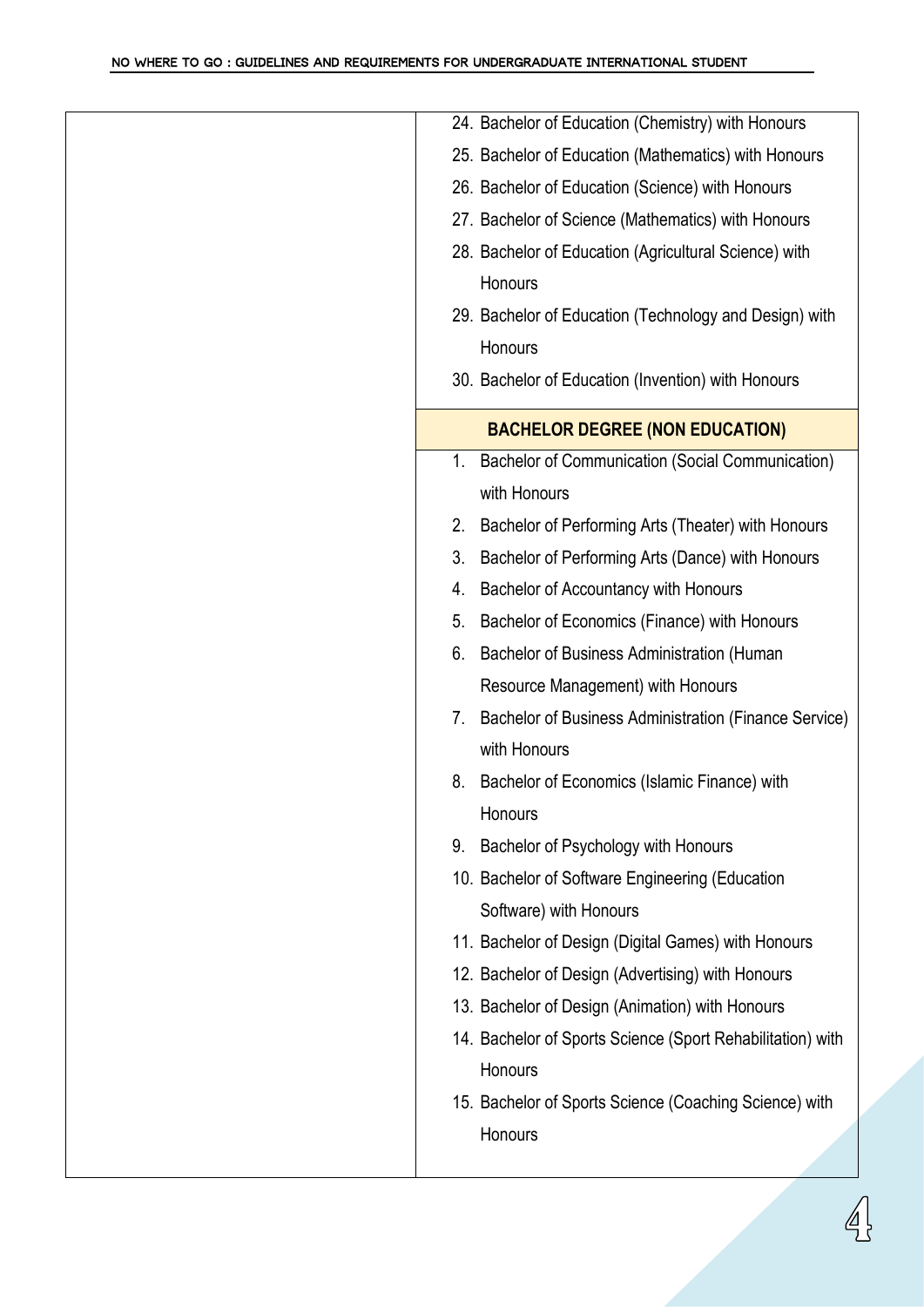| | |
|---|---|
| | 24. Bachelor of Education (Chemistry) with Honours<br>25. Bachelor of Education (Mathematics) with Honours<br>26. Bachelor of Education (Science) with Honours<br>27. Bachelor of Science (Mathematics) with Honours<br>28. Bachelor of Education (Agricultural Science) with Honours<br>29. Bachelor of Education (Technology and Design) with Honours<br>30. Bachelor of Education (Invention) with Honours |
| | **BACHELOR DEGREE (NON EDUCATION)** |
| | 1. Bachelor of Communication (Social Communication) with Honours<br>2. Bachelor of Performing Arts (Theater) with Honours<br>3. Bachelor of Performing Arts (Dance) with Honours<br>4. Bachelor of Accountancy with Honours<br>5. Bachelor of Economics (Finance) with Honours<br>6. Bachelor of Business Administration (Human Resource Management) with Honours<br>7. Bachelor of Business Administration (Finance Service) with Honours<br>8. Bachelor of Economics (Islamic Finance) with Honours<br>9. Bachelor of Psychology with Honours<br>10. Bachelor of Software Engineering (Education Software) with Honours<br>11. Bachelor of Design (Digital Games) with Honours<br>12. Bachelor of Design (Advertising) with Honours<br>13. Bachelor of Design (Animation) with Honours<br>14. Bachelor of Sports Science (Sport Rehabilitation) with Honours<br>15. Bachelor of Sports Science (Coaching Science) with Honours |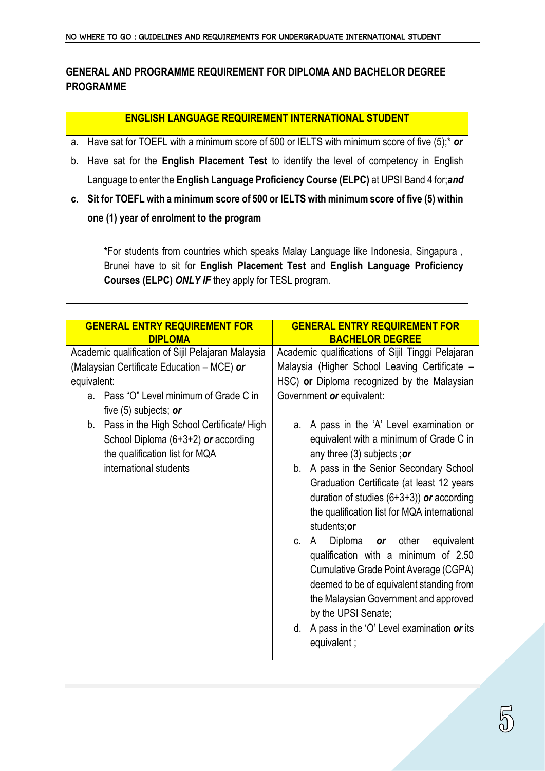## GENERAL AND PROGRAMME REQUIREMENT FOR DIPLOMA AND BACHELOR DEGREE PROGRAMME

### ENGLISH LANGUAGE REQUIREMENT INTERNATIONAL STUDENT

a. Have sat for TOEFL with a minimum score of 500 or IELTS with minimum score of five (5);* ***or***

b. Have sat for the **English Placement Test** to identify the level of competency in English Language to enter the **English Language Proficiency Course (ELPC)** at UPSI Band 4 for;***and***

**c. Sit for TOEFL with a minimum score of 500 or IELTS with minimum score of five (5) within one (1) year of enrolment to the program**

**\***For students from countries which speaks Malay Language like Indonesia, Singapura , Brunei have to sit for **English Placement Test** and **English Language Proficiency Courses (ELPC)** ***ONLY IF*** they apply for TESL program.

| GENERAL ENTRY REQUIREMENT FOR DIPLOMA | GENERAL ENTRY REQUIREMENT FOR BACHELOR DEGREE |
|---|---|
| Academic qualification of Sijil Pelajaran Malaysia (Malaysian Certificate Education – MCE) ***or*** equivalent:<br>a. Pass "O" Level minimum of Grade C in five (5) subjects; ***or***<br>b. Pass in the High School Certificate/ High School Diploma (6+3+2) ***or*** according the qualification list for MQA international students | Academic qualifications of Sijil Tinggi Pelajaran Malaysia (Higher School Leaving Certificate – HSC) **or** Diploma recognized by the Malaysian Government ***or*** equivalent:<br>a. A pass in the 'A' Level examination or equivalent with a minimum of Grade C in any three (3) subjects ;***or***<br>b. A pass in the Senior Secondary School Graduation Certificate (at least 12 years duration of studies (6+3+3)) ***or*** according the qualification list for MQA international students;**or**<br>c. A Diploma ***or*** other equivalent qualification with a minimum of 2.50 Cumulative Grade Point Average (CGPA) deemed to be of equivalent standing from the Malaysian Government and approved by the UPSI Senate;<br>d. A pass in the 'O' Level examination ***or*** its equivalent ; |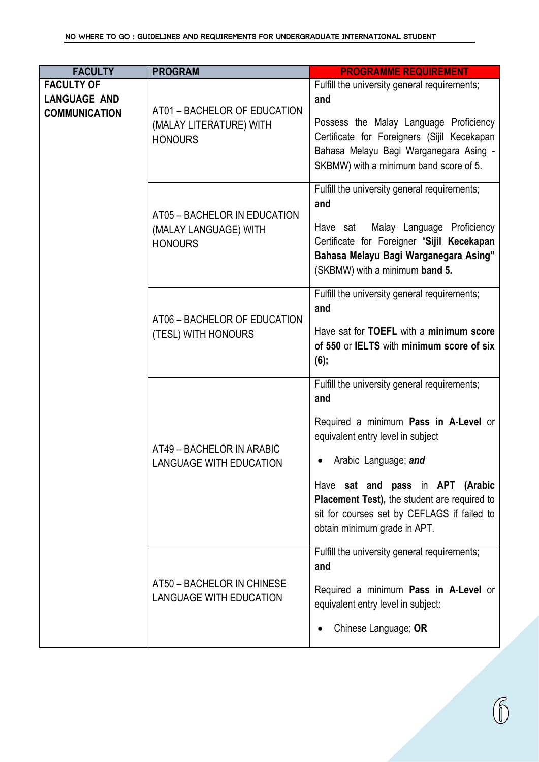| FACULTY | PROGRAM | PROGRAMME REQUIREMENT |
|---|---|---|
| **FACULTY OF LANGUAGE AND COMMUNICATION** | AT01 – BACHELOR OF EDUCATION (MALAY LITERATURE) WITH HONOURS | Fulfill the university general requirements; **and**<br><br>Possess the Malay Language Proficiency Certificate for Foreigners (Sijil Kecekapan Bahasa Melayu Bagi Warganegara Asing - SKBMW) with a minimum band score of 5. |
| | AT05 – BACHELOR IN EDUCATION (MALAY LANGUAGE) WITH HONOURS | Fulfill the university general requirements; **and**<br><br>Have sat Malay Language Proficiency Certificate for Foreigner "**Sijil Kecekapan Bahasa Melayu Bagi Warganegara Asing"** (SKBMW) with a minimum **band 5.** |
| | AT06 – BACHELOR OF EDUCATION (TESL) WITH HONOURS | Fulfill the university general requirements; **and**<br><br>Have sat for **TOEFL** with a **minimum score of 550** or **IELTS** with **minimum score of six (6);** |
| | AT49 – BACHELOR IN ARABIC LANGUAGE WITH EDUCATION | Fulfill the university general requirements; **and**<br><br>Required a minimum **Pass in A-Level** or equivalent entry level in subject<br><br>• Arabic Language; ***and***<br><br>Have **sat and pass** in **APT (Arabic Placement Test),** the student are required to sit for courses set by CEFLAGS if failed to obtain minimum grade in APT. |
| | AT50 – BACHELOR IN CHINESE LANGUAGE WITH EDUCATION | Fulfill the university general requirements; **and**<br><br>Required a minimum **Pass in A-Level** or equivalent entry level in subject:<br><br>• Chinese Language; **OR** |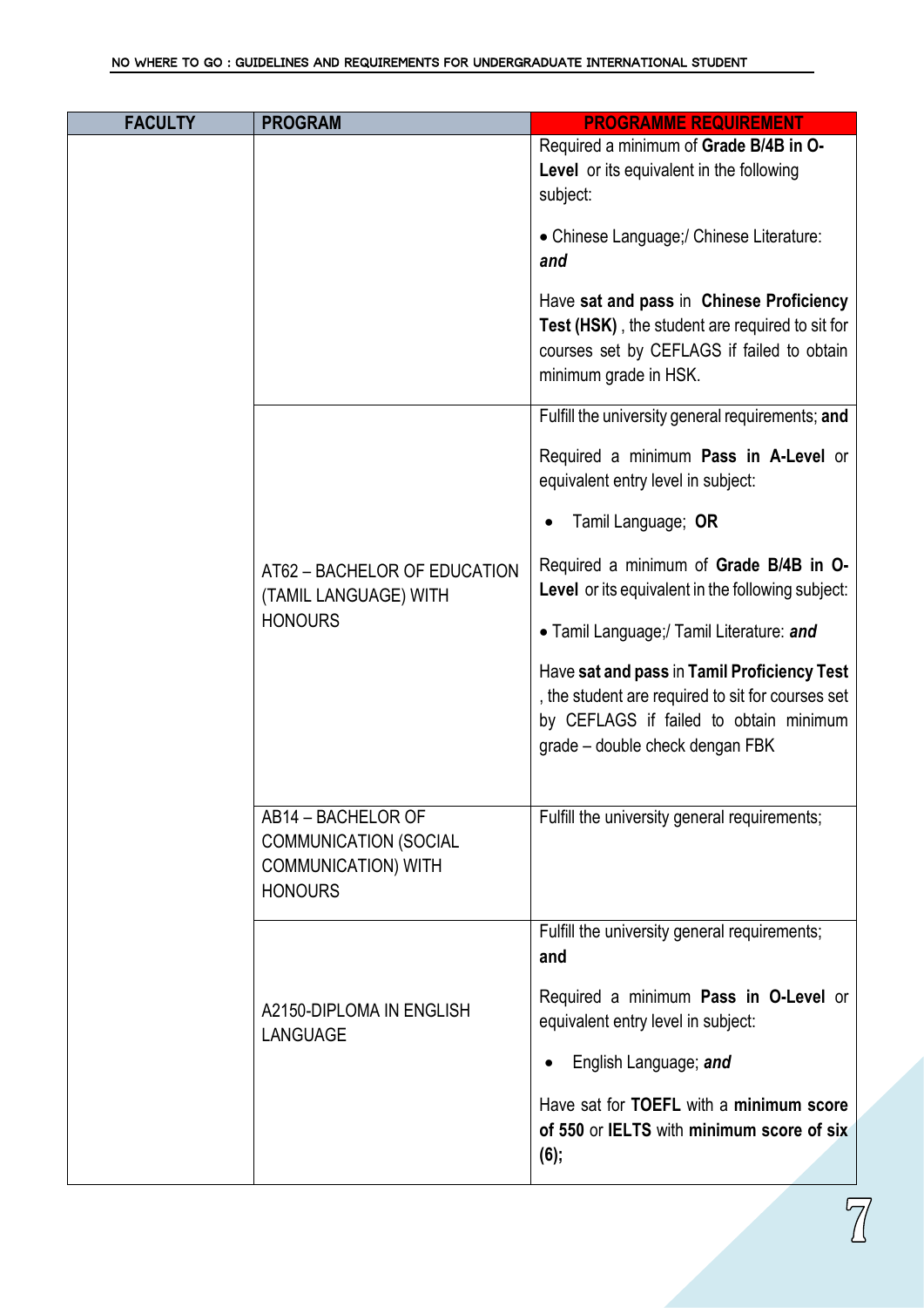| FACULTY | PROGRAM | PROGRAMME REQUIREMENT |
| --- | --- | --- |
| | | Required a minimum of **Grade B/4B in O-Level** or its equivalent in the following subject: <br><br> • Chinese Language;/ Chinese Literature: ***and*** <br><br> Have **sat and pass** in **Chinese Proficiency Test (HSK)** , the student are required to sit for courses set by CEFLAGS if failed to obtain minimum grade in HSK. |
| | AT62 – BACHELOR OF EDUCATION (TAMIL LANGUAGE) WITH HONOURS | Fulfill the university general requirements; **and** <br><br> Required a minimum **Pass in A-Level** or equivalent entry level in subject: <br><br> • Tamil Language; **OR** <br><br> Required a minimum of **Grade B/4B in O-Level** or its equivalent in the following subject: <br><br> • Tamil Language;/ Tamil Literature: ***and*** <br><br> Have **sat and pass** in **Tamil Proficiency Test** , the student are required to sit for courses set by CEFLAGS if failed to obtain minimum grade – double check dengan FBK |
| | AB14 – BACHELOR OF COMMUNICATION (SOCIAL COMMUNICATION) WITH HONOURS | Fulfill the university general requirements; |
| | A2150-DIPLOMA IN ENGLISH LANGUAGE | Fulfill the university general requirements; **and** <br><br> Required a minimum **Pass in O-Level** or equivalent entry level in subject: <br><br> • English Language; ***and*** <br><br> Have sat for **TOEFL** with a **minimum score of 550** or **IELTS** with **minimum score of six (6);** |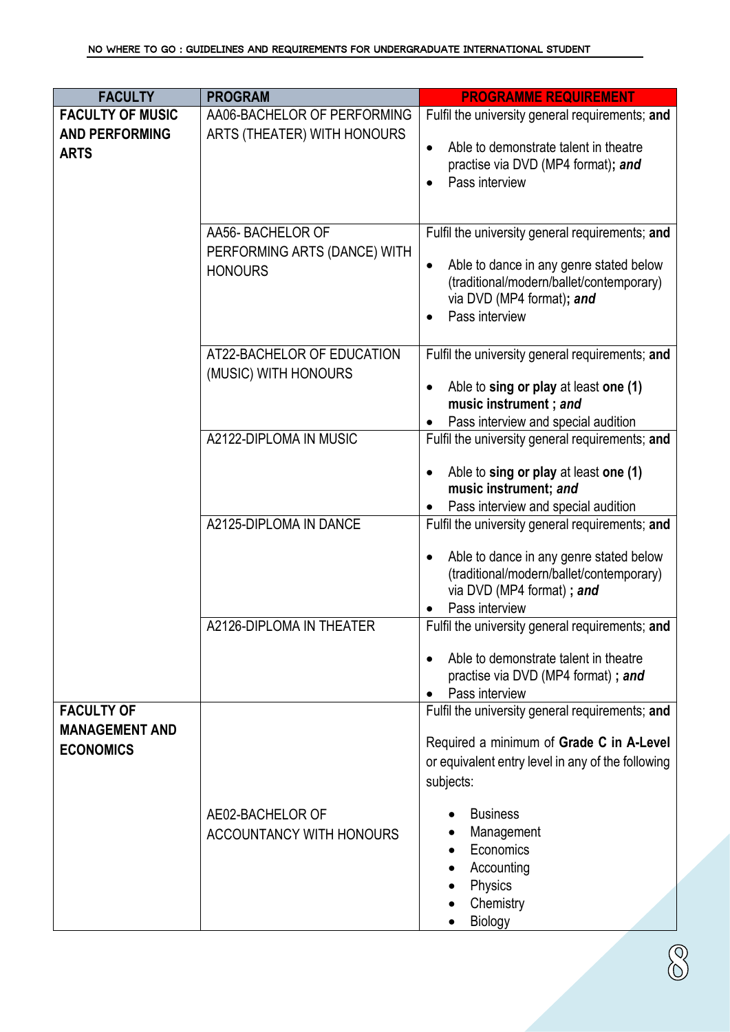| FACULTY | PROGRAM | PROGRAMME REQUIREMENT |
|---|---|---|
| **FACULTY OF MUSIC AND PERFORMING ARTS** | AA06-BACHELOR OF PERFORMING ARTS (THEATER) WITH HONOURS | Fulfil the university general requirements; **and**<br>• Able to demonstrate talent in theatre practise via DVD (MP4 format)**; *and***<br>• Pass interview |
| | AA56- BACHELOR OF PERFORMING ARTS (DANCE) WITH HONOURS | Fulfil the university general requirements; **and**<br>• Able to dance in any genre stated below (traditional/modern/ballet/contemporary) via DVD (MP4 format)**; *and***<br>• Pass interview |
| | AT22-BACHELOR OF EDUCATION (MUSIC) WITH HONOURS | Fulfil the university general requirements; **and**<br>• Able to **sing or play** at least **one (1) music instrument ; *and***<br>• Pass interview and special audition |
| | A2122-DIPLOMA IN MUSIC | Fulfil the university general requirements; **and**<br>• Able to **sing or play** at least **one (1) music instrument; *and***<br>• Pass interview and special audition |
| | A2125-DIPLOMA IN DANCE | Fulfil the university general requirements; **and**<br>• Able to dance in any genre stated below (traditional/modern/ballet/contemporary) via DVD (MP4 format) **; *and***<br>• Pass interview |
| | A2126-DIPLOMA IN THEATER | Fulfil the university general requirements; **and**<br>• Able to demonstrate talent in theatre practise via DVD (MP4 format) **; *and***<br>• Pass interview |
| **FACULTY OF MANAGEMENT AND ECONOMICS** | AE02-BACHELOR OF ACCOUNTANCY WITH HONOURS | Fulfil the university general requirements; **and**<br>Required a minimum of **Grade C in A-Level** or equivalent entry level in any of the following subjects:<br>• Business<br>• Management<br>• Economics<br>• Accounting<br>• Physics<br>• Chemistry<br>• Biology |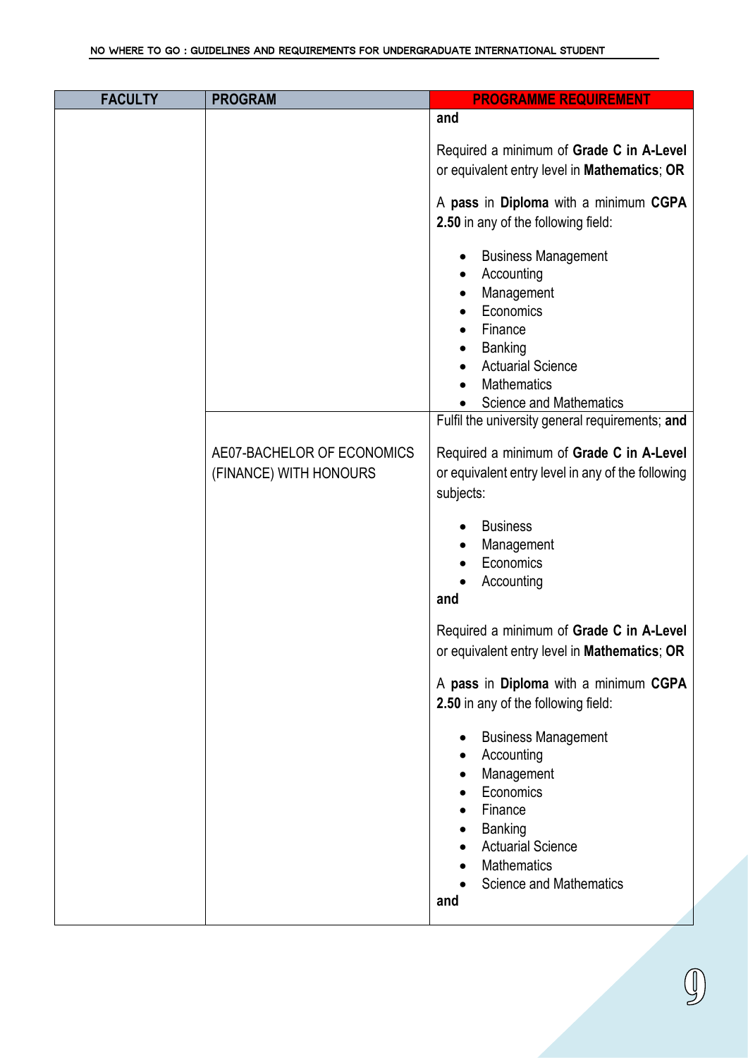| FACULTY | PROGRAM | PROGRAMME REQUIREMENT |
| --- | --- | --- |
| | | **and**<br><br>Required a minimum of **Grade C in A-Level** or equivalent entry level in **Mathematics**; **OR**<br><br>A **pass** in **Diploma** with a minimum **CGPA 2.50** in any of the following field:<br><br>• Business Management<br>• Accounting<br>• Management<br>• Economics<br>• Finance<br>• Banking<br>• Actuarial Science<br>• Mathematics<br>• Science and Mathematics |
| | AE07-BACHELOR OF ECONOMICS (FINANCE) WITH HONOURS | Fulfil the university general requirements; **and**<br><br>Required a minimum of **Grade C in A-Level** or equivalent entry level in any of the following subjects:<br><br>• Business<br>• Management<br>• Economics<br>• Accounting<br><br>**and**<br><br>Required a minimum of **Grade C in A-Level** or equivalent entry level in **Mathematics**; **OR**<br><br>A **pass** in **Diploma** with a minimum **CGPA 2.50** in any of the following field:<br><br>• Business Management<br>• Accounting<br>• Management<br>• Economics<br>• Finance<br>• Banking<br>• Actuarial Science<br>• Mathematics<br>• Science and Mathematics<br><br>**and** |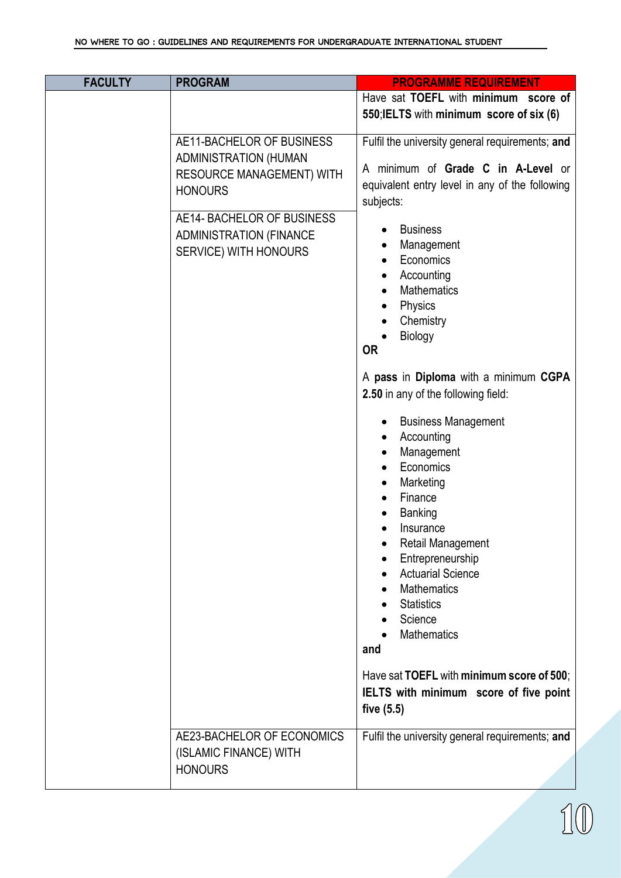| FACULTY | PROGRAM | PROGRAMME REQUIREMENT |
|---|---|---|
| | | Have sat **TOEFL** with **minimum score of 550**;**IELTS** with **minimum score of six (6)** |
| | AE11-BACHELOR OF BUSINESS ADMINISTRATION (HUMAN RESOURCE MANAGEMENT) WITH HONOURS<br><br>AE14- BACHELOR OF BUSINESS ADMINISTRATION (FINANCE SERVICE) WITH HONOURS | Fulfil the university general requirements; **and**<br><br>A minimum of **Grade C in A-Level** or equivalent entry level in any of the following subjects:<br>• Business<br>• Management<br>• Economics<br>• Accounting<br>• Mathematics<br>• Physics<br>• Chemistry<br>• Biology<br>**OR**<br><br>A **pass** in **Diploma** with a minimum **CGPA 2.50** in any of the following field:<br>• Business Management<br>• Accounting<br>• Management<br>• Economics<br>• Marketing<br>• Finance<br>• Banking<br>• Insurance<br>• Retail Management<br>• Entrepreneurship<br>• Actuarial Science<br>• Mathematics<br>• Statistics<br>• Science<br>• Mathematics<br>**and**<br><br>Have sat **TOEFL** with **minimum score of 500**; **IELTS with minimum score of five point five (5.5)** |
| | AE23-BACHELOR OF ECONOMICS (ISLAMIC FINANCE) WITH HONOURS | Fulfil the university general requirements; **and** |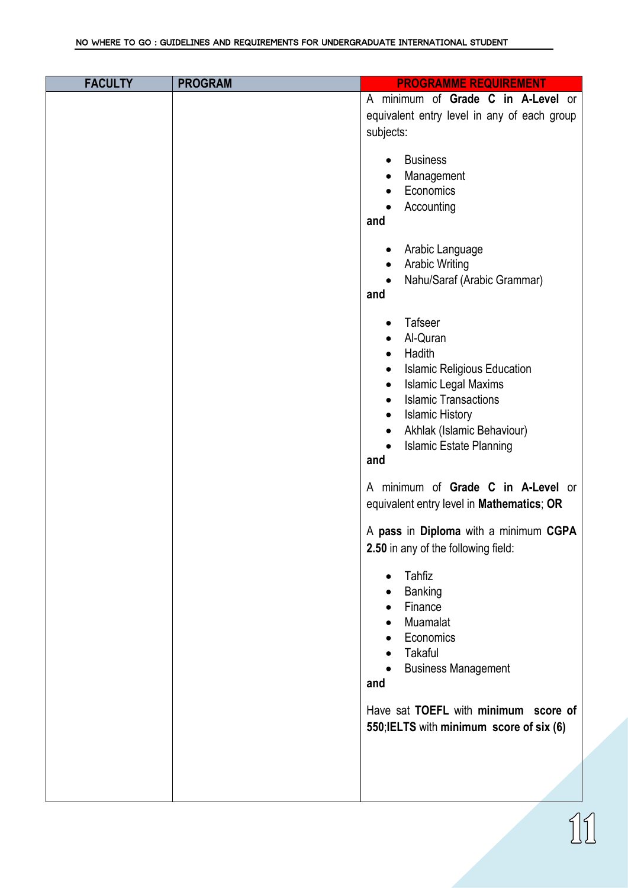| FACULTY | PROGRAM | PROGRAMME REQUIREMENT |
|---|---|---|
| | | A minimum of **Grade C in A-Level** or equivalent entry level in any of each group subjects:<br><br>• Business<br>• Management<br>• Economics<br>• Accounting<br>**and**<br><br>• Arabic Language<br>• Arabic Writing<br>• Nahu/Saraf (Arabic Grammar)<br>**and**<br><br>• Tafseer<br>• Al-Quran<br>• Hadith<br>• Islamic Religious Education<br>• Islamic Legal Maxims<br>• Islamic Transactions<br>• Islamic History<br>• Akhlak (Islamic Behaviour)<br>• Islamic Estate Planning<br>**and**<br><br>A minimum of **Grade C in A-Level** or equivalent entry level in **Mathematics**; **OR**<br><br>A **pass** in **Diploma** with a minimum **CGPA 2.50** in any of the following field:<br><br>• Tahfiz<br>• Banking<br>• Finance<br>• Muamalat<br>• Economics<br>• Takaful<br>• Business Management<br>**and**<br><br>Have sat **TOEFL** with **minimum score of 550**;**IELTS** with **minimum score of six (6)** |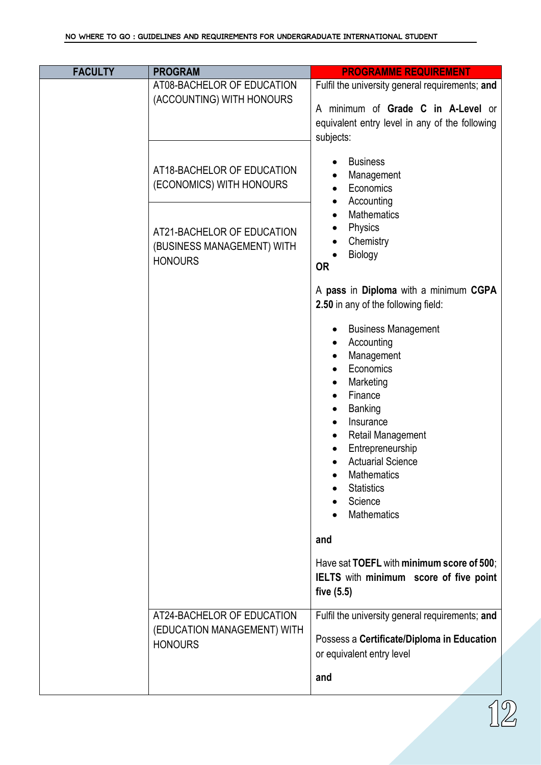| FACULTY | PROGRAM | PROGRAMME REQUIREMENT |
|---|---|---|
| | AT08-BACHELOR OF EDUCATION (ACCOUNTING) WITH HONOURS<br><br>AT18-BACHELOR OF EDUCATION (ECONOMICS) WITH HONOURS<br><br>AT21-BACHELOR OF EDUCATION (BUSINESS MANAGEMENT) WITH HONOURS | Fulfil the university general requirements; **and**<br><br>A minimum of **Grade C in A-Level** or equivalent entry level in any of the following subjects:<br><br>• Business<br>• Management<br>• Economics<br>• Accounting<br>• Mathematics<br>• Physics<br>• Chemistry<br>• Biology<br><br>**OR**<br><br>A **pass** in **Diploma** with a minimum **CGPA 2.50** in any of the following field:<br><br>• Business Management<br>• Accounting<br>• Management<br>• Economics<br>• Marketing<br>• Finance<br>• Banking<br>• Insurance<br>• Retail Management<br>• Entrepreneurship<br>• Actuarial Science<br>• Mathematics<br>• Statistics<br>• Science<br>• Mathematics<br><br>**and**<br><br>Have sat **TOEFL** with **minimum score of 500**; **IELTS** with **minimum score of five point five (5.5)** |
| | AT24-BACHELOR OF EDUCATION (EDUCATION MANAGEMENT) WITH HONOURS | Fulfil the university general requirements; **and**<br><br>Possess a **Certificate/Diploma in Education** or equivalent entry level<br><br>**and** |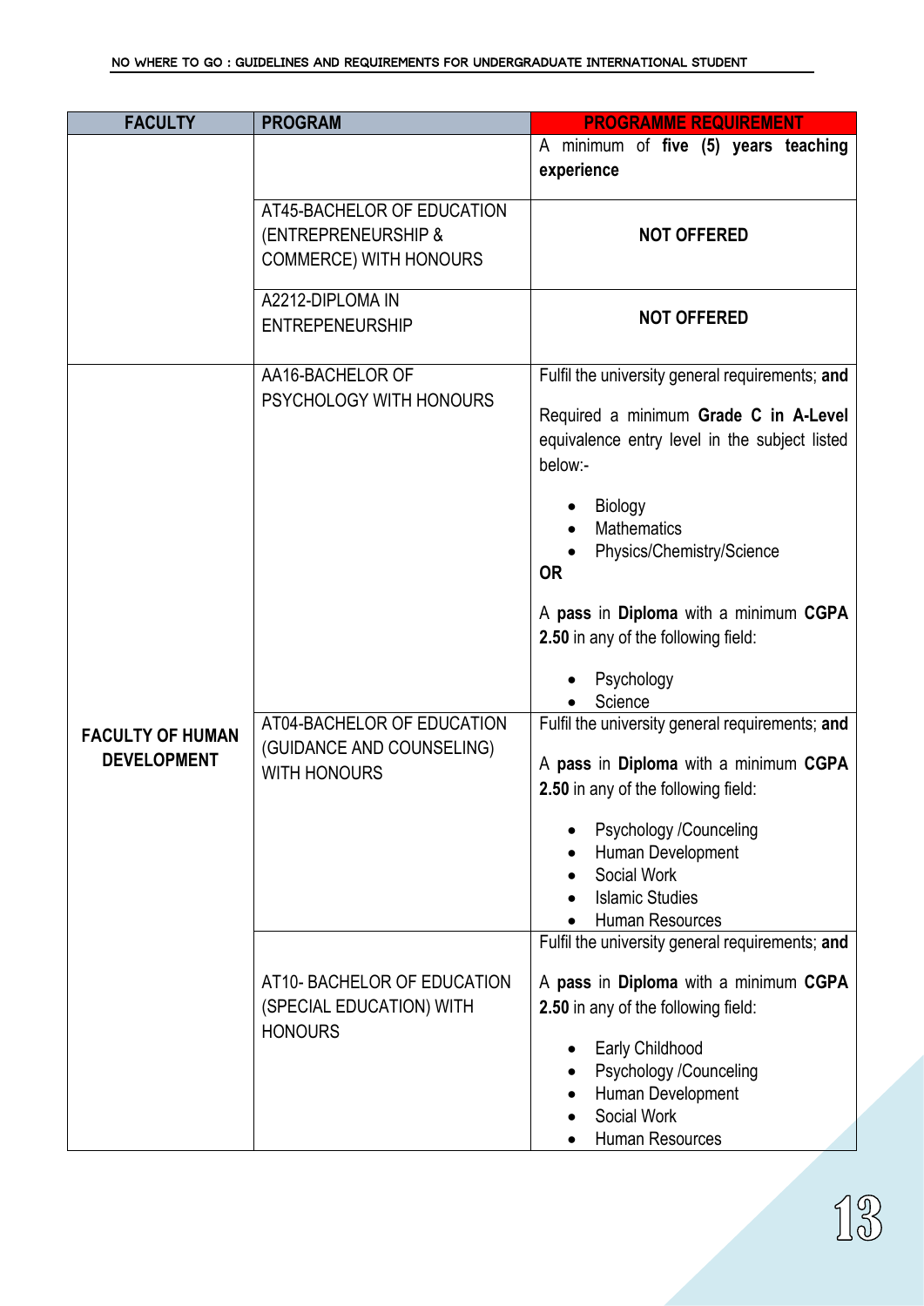| FACULTY | PROGRAM | PROGRAMME REQUIREMENT |
|---|---|---|
| | | A minimum of **five (5) years teaching experience** |
| | AT45-BACHELOR OF EDUCATION (ENTREPRENEURSHIP & COMMERCE) WITH HONOURS | **NOT OFFERED** |
| | A2212-DIPLOMA IN ENTREPENEURSHIP | **NOT OFFERED** |
| **FACULTY OF HUMAN DEVELOPMENT** | AA16-BACHELOR OF PSYCHOLOGY WITH HONOURS | Fulfil the university general requirements; **and**<br><br>Required a minimum **Grade C in A-Level** equivalence entry level in the subject listed below:-<br><br>• Biology<br>• Mathematics<br>• Physics/Chemistry/Science<br><br>**OR**<br><br>A **pass** in **Diploma** with a minimum **CGPA 2.50** in any of the following field:<br><br>• Psychology<br>• Science |
| | AT04-BACHELOR OF EDUCATION (GUIDANCE AND COUNSELING) WITH HONOURS | Fulfil the university general requirements; **and**<br><br>A **pass** in **Diploma** with a minimum **CGPA 2.50** in any of the following field:<br><br>• Psychology /Counceling<br>• Human Development<br>• Social Work<br>• Islamic Studies<br>• Human Resources |
| | AT10- BACHELOR OF EDUCATION (SPECIAL EDUCATION) WITH HONOURS | Fulfil the university general requirements; **and**<br><br>A **pass** in **Diploma** with a minimum **CGPA 2.50** in any of the following field:<br><br>• Early Childhood<br>• Psychology /Counceling<br>• Human Development<br>• Social Work<br>• Human Resources |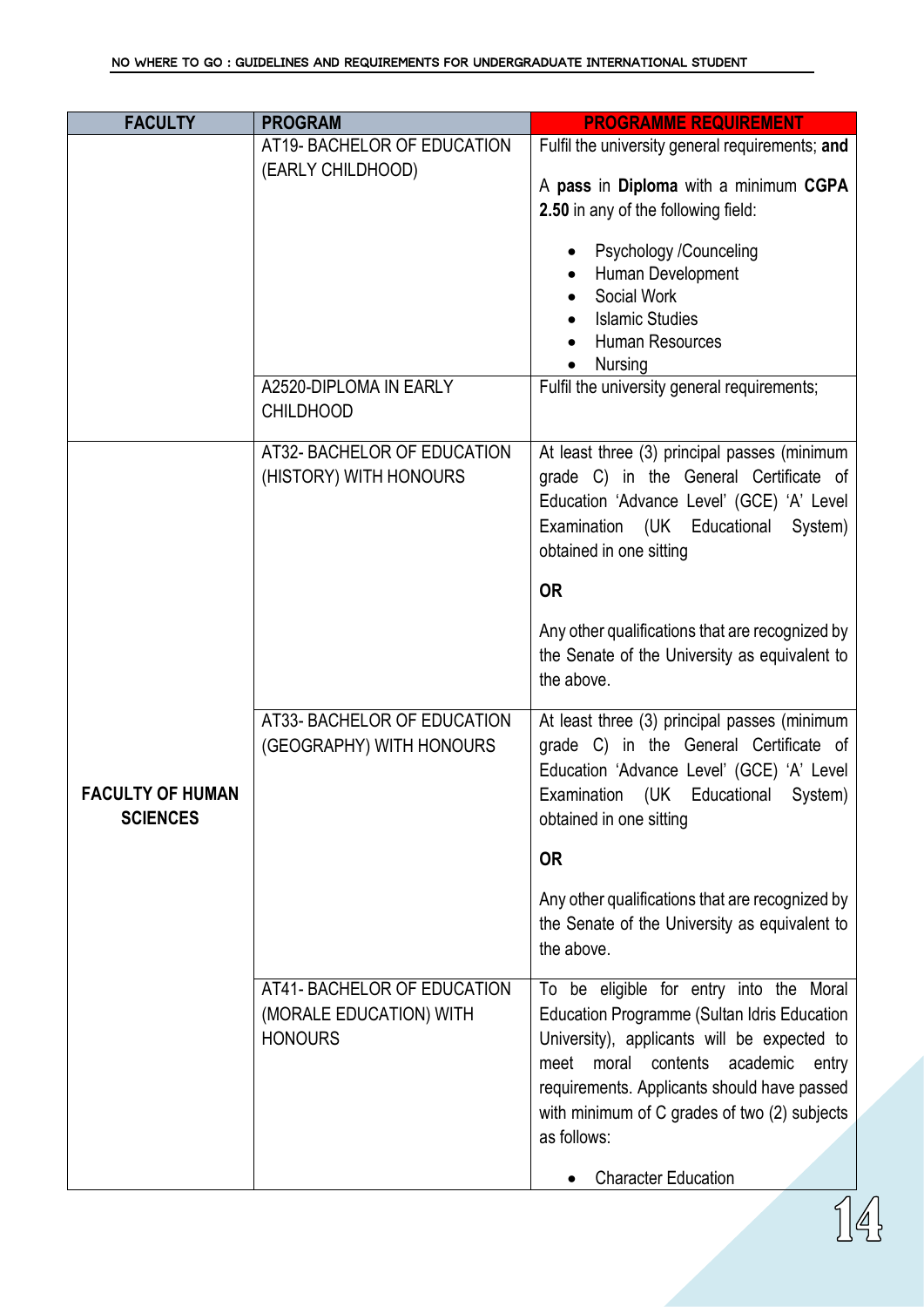| FACULTY | PROGRAM | PROGRAMME REQUIREMENT |
|---|---|---|
| | AT19- BACHELOR OF EDUCATION (EARLY CHILDHOOD) | Fulfil the university general requirements; **and**<br><br>A **pass** in **Diploma** with a minimum **CGPA 2.50** in any of the following field:<br><br>• Psychology /Counceling<br>• Human Development<br>• Social Work<br>• Islamic Studies<br>• Human Resources<br>• Nursing |
| | A2520-DIPLOMA IN EARLY CHILDHOOD | Fulfil the university general requirements; |
| **FACULTY OF HUMAN SCIENCES** | AT32- BACHELOR OF EDUCATION (HISTORY) WITH HONOURS | At least three (3) principal passes (minimum grade C) in the General Certificate of Education 'Advance Level' (GCE) 'A' Level Examination (UK Educational System) obtained in one sitting<br><br>**OR**<br><br>Any other qualifications that are recognized by the Senate of the University as equivalent to the above. |
| | AT33- BACHELOR OF EDUCATION (GEOGRAPHY) WITH HONOURS | At least three (3) principal passes (minimum grade C) in the General Certificate of Education 'Advance Level' (GCE) 'A' Level Examination (UK Educational System) obtained in one sitting<br><br>**OR**<br><br>Any other qualifications that are recognized by the Senate of the University as equivalent to the above. |
| | AT41- BACHELOR OF EDUCATION (MORALE EDUCATION) WITH HONOURS | To be eligible for entry into the Moral Education Programme (Sultan Idris Education University), applicants will be expected to meet moral contents academic entry requirements. Applicants should have passed with minimum of C grades of two (2) subjects as follows:<br><br>• Character Education |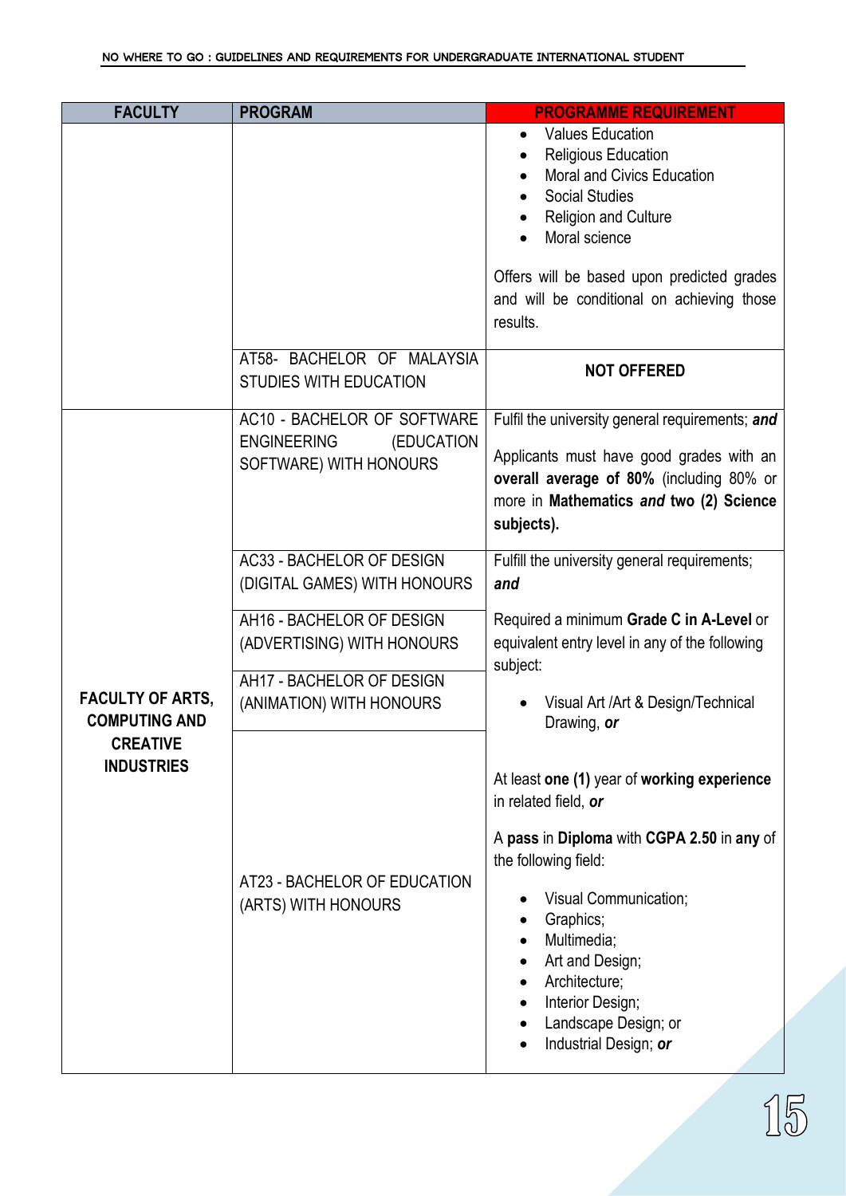| FACULTY | PROGRAM | PROGRAMME REQUIREMENT |
| --- | --- | --- |
| | | • Values Education<br>• Religious Education<br>• Moral and Civics Education<br>• Social Studies<br>• Religion and Culture<br>• Moral science<br><br>Offers will be based upon predicted grades and will be conditional on achieving those results. |
| | AT58- BACHELOR OF MALAYSIA STUDIES WITH EDUCATION | **NOT OFFERED** |
| **FACULTY OF ARTS, COMPUTING AND CREATIVE INDUSTRIES** | AC10 - BACHELOR OF SOFTWARE ENGINEERING (EDUCATION SOFTWARE) WITH HONOURS | Fulfil the university general requirements; ***and***<br><br>Applicants must have good grades with an **overall average of 80%** (including 80% or more in **Mathematics *and* two (2) Science subjects).** |
| | AC33 - BACHELOR OF DESIGN (DIGITAL GAMES) WITH HONOURS<br><br>AH16 - BACHELOR OF DESIGN (ADVERTISING) WITH HONOURS<br><br>AH17 - BACHELOR OF DESIGN (ANIMATION) WITH HONOURS<br><br>AT23 - BACHELOR OF EDUCATION (ARTS) WITH HONOURS | Fulfill the university general requirements; ***and***<br><br>Required a minimum **Grade C in A-Level** or equivalent entry level in any of the following subject:<br><br>• Visual Art /Art & Design/Technical Drawing, ***or***<br><br>At least **one (1)** year of **working experience** in related field, ***or***<br><br>A **pass** in **Diploma** with **CGPA 2.50** in **any** of the following field:<br><br>• Visual Communication;<br>• Graphics;<br>• Multimedia;<br>• Art and Design;<br>• Architecture;<br>• Interior Design;<br>• Landscape Design; or<br>• Industrial Design; ***or*** |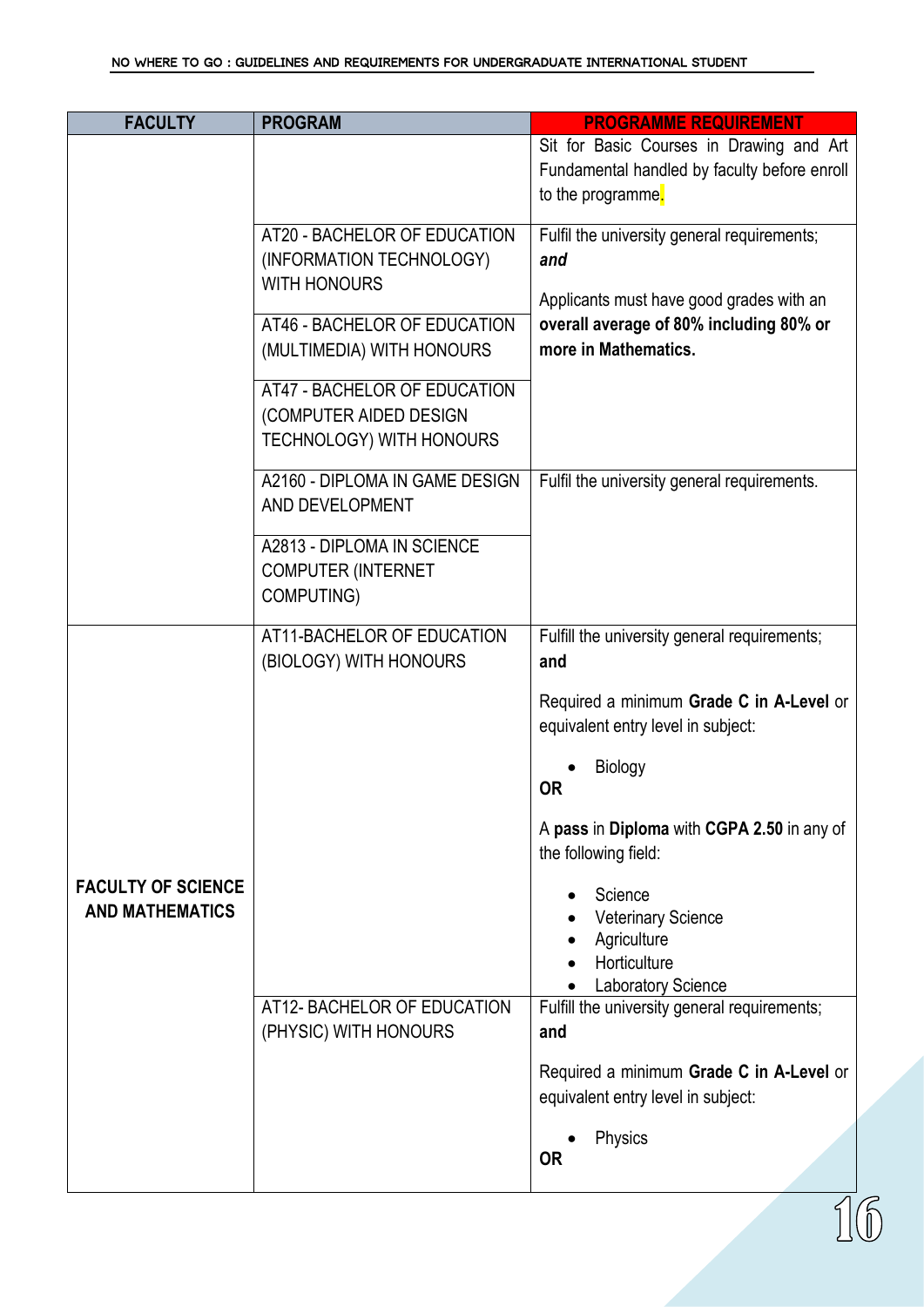| FACULTY | PROGRAM | PROGRAMME REQUIREMENT |
|---|---|---|
| | | Sit for Basic Courses in Drawing and Art Fundamental handled by faculty before enroll to the programme. |
| | AT20 - BACHELOR OF EDUCATION (INFORMATION TECHNOLOGY) WITH HONOURS<br><br>AT46 - BACHELOR OF EDUCATION (MULTIMEDIA) WITH HONOURS<br><br>AT47 - BACHELOR OF EDUCATION (COMPUTER AIDED DESIGN TECHNOLOGY) WITH HONOURS | Fulfil the university general requirements; ***and***<br><br>Applicants must have good grades with an **overall average of 80% including 80% or more in Mathematics.** |
| | A2160 - DIPLOMA IN GAME DESIGN AND DEVELOPMENT<br><br>A2813 - DIPLOMA IN SCIENCE COMPUTER (INTERNET COMPUTING) | Fulfil the university general requirements. |
| **FACULTY OF SCIENCE AND MATHEMATICS** | AT11-BACHELOR OF EDUCATION (BIOLOGY) WITH HONOURS | Fulfill the university general requirements; **and**<br><br>Required a minimum **Grade C in A-Level** or equivalent entry level in subject:<br>• Biology<br>**OR**<br><br>A **pass** in **Diploma** with **CGPA 2.50** in any of the following field:<br>• Science<br>• Veterinary Science<br>• Agriculture<br>• Horticulture<br>• Laboratory Science |
| | AT12- BACHELOR OF EDUCATION (PHYSIC) WITH HONOURS | Fulfill the university general requirements; **and**<br><br>Required a minimum **Grade C in A-Level** or equivalent entry level in subject:<br>• Physics<br>**OR** |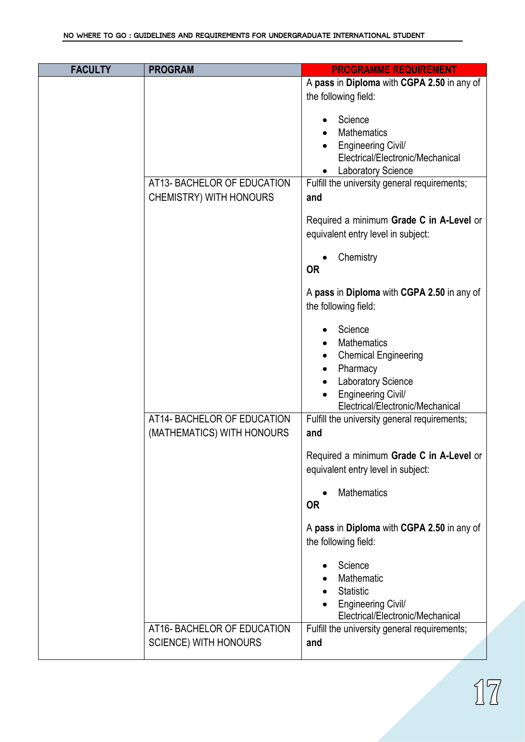| FACULTY | PROGRAM | PROGRAMME REQUIREMENT |
| --- | --- | --- |
| | | A **pass** in **Diploma** with **CGPA 2.50** in any of the following field:<br><br>• Science<br>• Mathematics<br>• Engineering Civil/ Electrical/Electronic/Mechanical<br>• Laboratory Science |
| | AT13- BACHELOR OF EDUCATION CHEMISTRY) WITH HONOURS | Fulfill the university general requirements; **and**<br><br>Required a minimum **Grade C in A-Level** or equivalent entry level in subject:<br><br>• Chemistry<br>**OR**<br><br>A **pass** in **Diploma** with **CGPA 2.50** in any of the following field:<br><br>• Science<br>• Mathematics<br>• Chemical Engineering<br>• Pharmacy<br>• Laboratory Science<br>• Engineering Civil/ Electrical/Electronic/Mechanical |
| | AT14- BACHELOR OF EDUCATION (MATHEMATICS) WITH HONOURS | Fulfill the university general requirements; **and**<br><br>Required a minimum **Grade C in A-Level** or equivalent entry level in subject:<br><br>• Mathematics<br>**OR**<br><br>A **pass** in **Diploma** with **CGPA 2.50** in any of the following field:<br><br>• Science<br>• Mathematic<br>• Statistic<br>• Engineering Civil/ Electrical/Electronic/Mechanical |
| | AT16- BACHELOR OF EDUCATION SCIENCE) WITH HONOURS | Fulfill the university general requirements; **and** |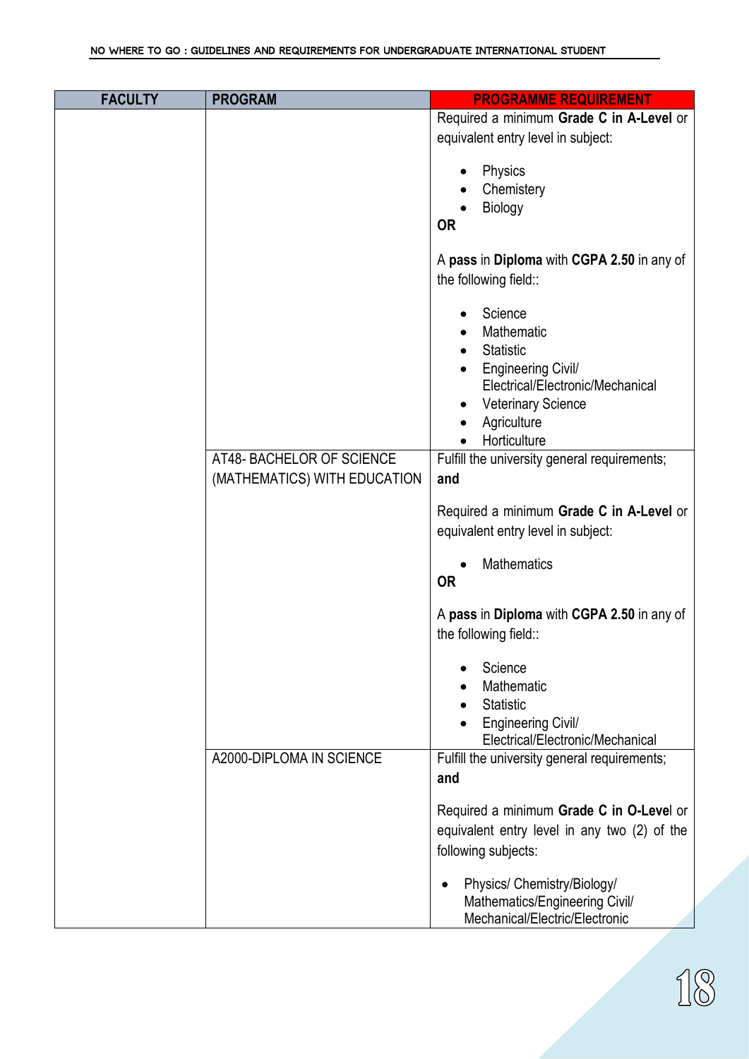| FACULTY | PROGRAM | PROGRAMME REQUIREMENT |
|---|---|---|
| | | Required a minimum **Grade C in A-Level** or equivalent entry level in subject:<br><br>• Physics<br>• Chemistery<br>• Biology<br>**OR**<br><br>A **pass** in **Diploma** with **CGPA 2.50** in any of the following field::<br><br>• Science<br>• Mathematic<br>• Statistic<br>• Engineering Civil/ Electrical/Electronic/Mechanical<br>• Veterinary Science<br>• Agriculture<br>• Horticulture |
| | AT48- BACHELOR OF SCIENCE (MATHEMATICS) WITH EDUCATION | Fulfill the university general requirements; **and**<br><br>Required a minimum **Grade C in A-Level** or equivalent entry level in subject:<br><br>• Mathematics<br>**OR**<br><br>A **pass** in **Diploma** with **CGPA 2.50** in any of the following field::<br><br>• Science<br>• Mathematic<br>• Statistic<br>• Engineering Civil/ Electrical/Electronic/Mechanical |
| | A2000-DIPLOMA IN SCIENCE | Fulfill the university general requirements; **and**<br><br>Required a minimum **Grade C in O-Level** or equivalent entry level in any two (2) of the following subjects:<br><br>• Physics/ Chemistry/Biology/ Mathematics/Engineering Civil/ Mechanical/Electric/Electronic |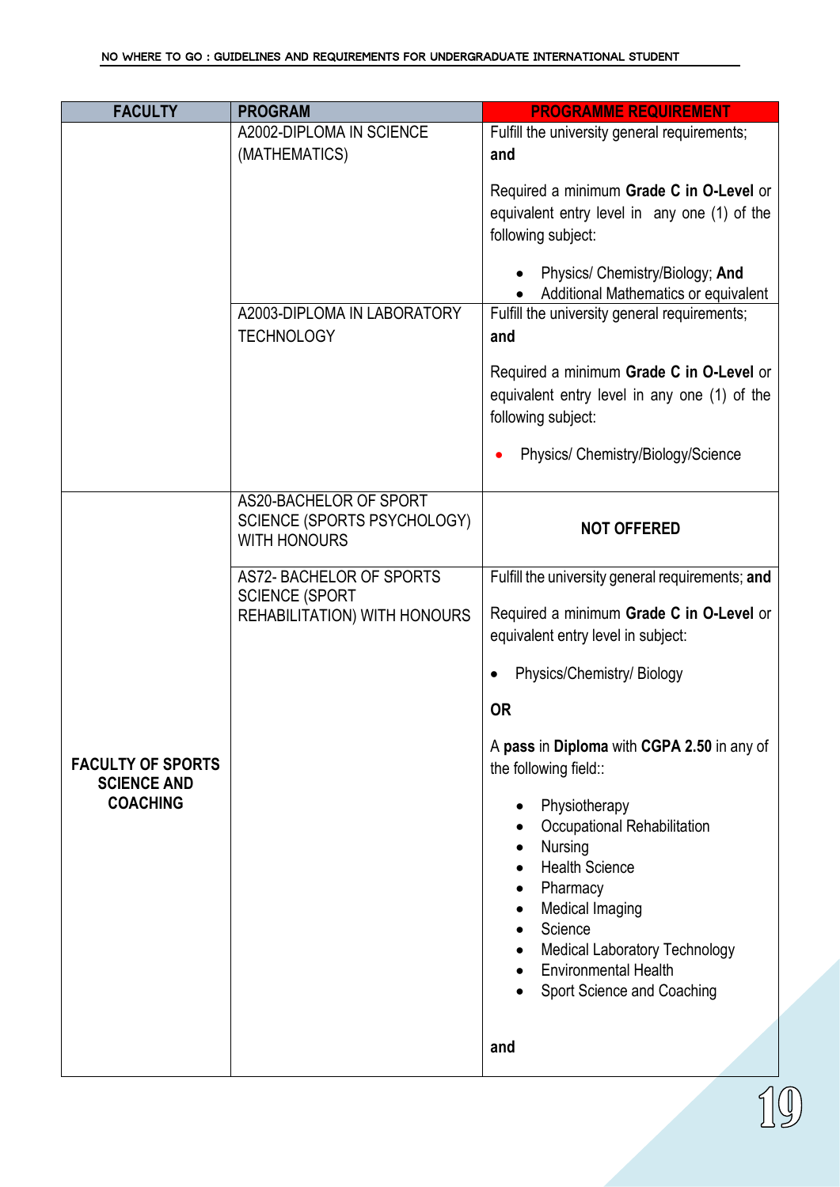| FACULTY | PROGRAM | PROGRAMME REQUIREMENT |
|---|---|---|
| | A2002-DIPLOMA IN SCIENCE (MATHEMATICS) | Fulfill the university general requirements; **and**<br><br>Required a minimum **Grade C in O-Level** or equivalent entry level in any one (1) of the following subject:<br><br>• Physics/ Chemistry/Biology; **And**<br>• Additional Mathematics or equivalent |
| | A2003-DIPLOMA IN LABORATORY TECHNOLOGY | Fulfill the university general requirements; **and**<br><br>Required a minimum **Grade C in O-Level** or equivalent entry level in any one (1) of the following subject:<br><br>• Physics/ Chemistry/Biology/Science |
| **FACULTY OF SPORTS SCIENCE AND COACHING** | AS20-BACHELOR OF SPORT SCIENCE (SPORTS PSYCHOLOGY) WITH HONOURS | **NOT OFFERED** |
| | AS72- BACHELOR OF SPORTS SCIENCE (SPORT REHABILITATION) WITH HONOURS | Fulfill the university general requirements; **and**<br><br>Required a minimum **Grade C in O-Level** or equivalent entry level in subject:<br><br>• Physics/Chemistry/ Biology<br><br>**OR**<br><br>A **pass** in **Diploma** with **CGPA 2.50** in any of the following field::<br><br>• Physiotherapy<br>• Occupational Rehabilitation<br>• Nursing<br>• Health Science<br>• Pharmacy<br>• Medical Imaging<br>• Science<br>• Medical Laboratory Technology<br>• Environmental Health<br>• Sport Science and Coaching<br><br>**and** |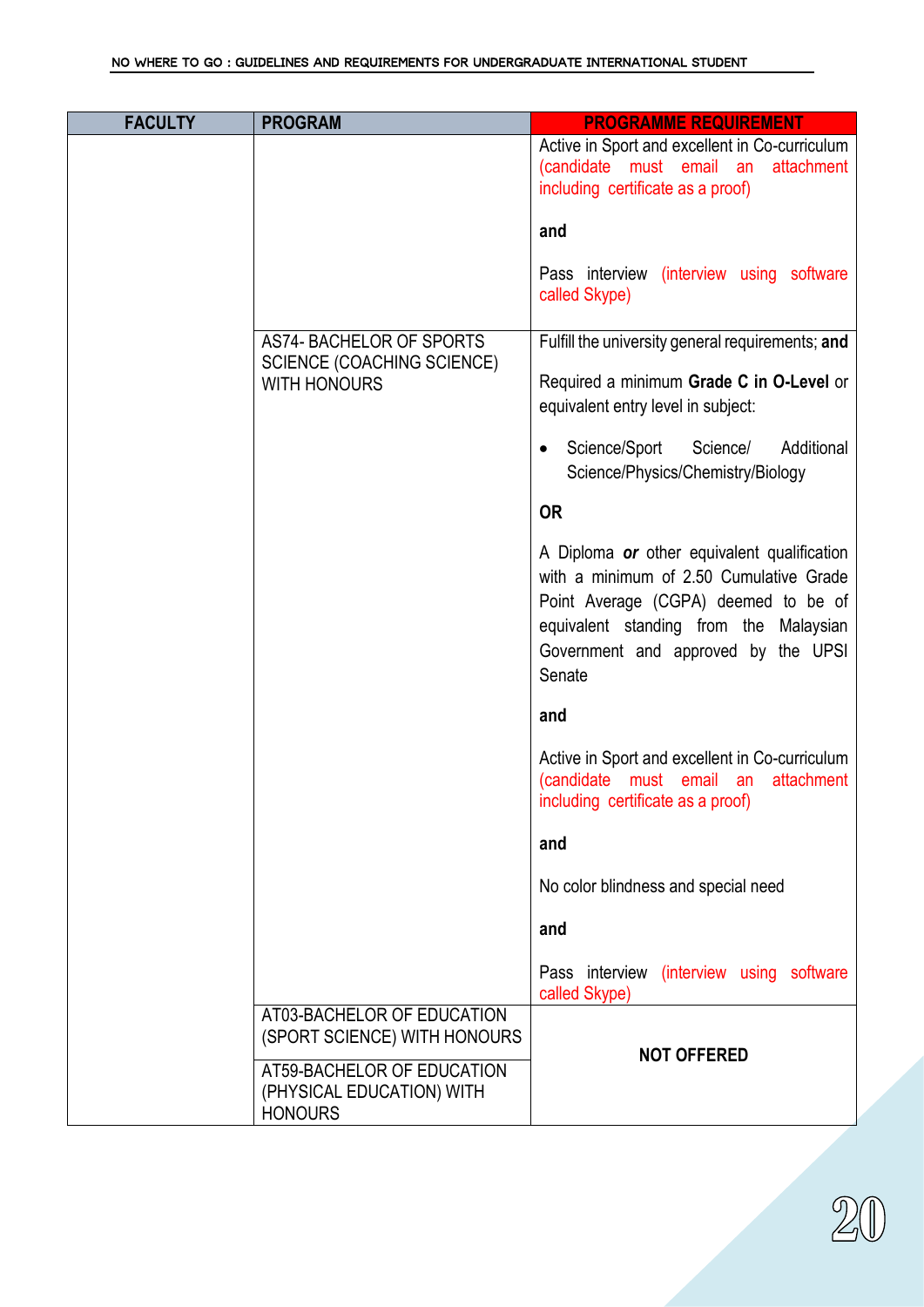| FACULTY | PROGRAM | PROGRAMME REQUIREMENT |
|---|---|---|
| | | Active in Sport and excellent in Co-curriculum (candidate must email an attachment including certificate as a proof)<br><br>**and**<br><br>Pass interview (interview using software called Skype) |
| | AS74- BACHELOR OF SPORTS SCIENCE (COACHING SCIENCE) WITH HONOURS | Fulfill the university general requirements; **and**<br><br>Required a minimum **Grade C in O-Level** or equivalent entry level in subject:<br><br>• Science/Sport Science/ Additional Science/Physics/Chemistry/Biology<br><br>**OR**<br><br>A Diploma ***or*** other equivalent qualification with a minimum of 2.50 Cumulative Grade Point Average (CGPA) deemed to be of equivalent standing from the Malaysian Government and approved by the UPSI Senate<br><br>**and**<br><br>Active in Sport and excellent in Co-curriculum (candidate must email an attachment including certificate as a proof)<br><br>**and**<br><br>No color blindness and special need<br><br>**and**<br><br>Pass interview (interview using software called Skype) |
| | AT03-BACHELOR OF EDUCATION (SPORT SCIENCE) WITH HONOURS | **NOT OFFERED** |
| | AT59-BACHELOR OF EDUCATION (PHYSICAL EDUCATION) WITH HONOURS | **NOT OFFERED** |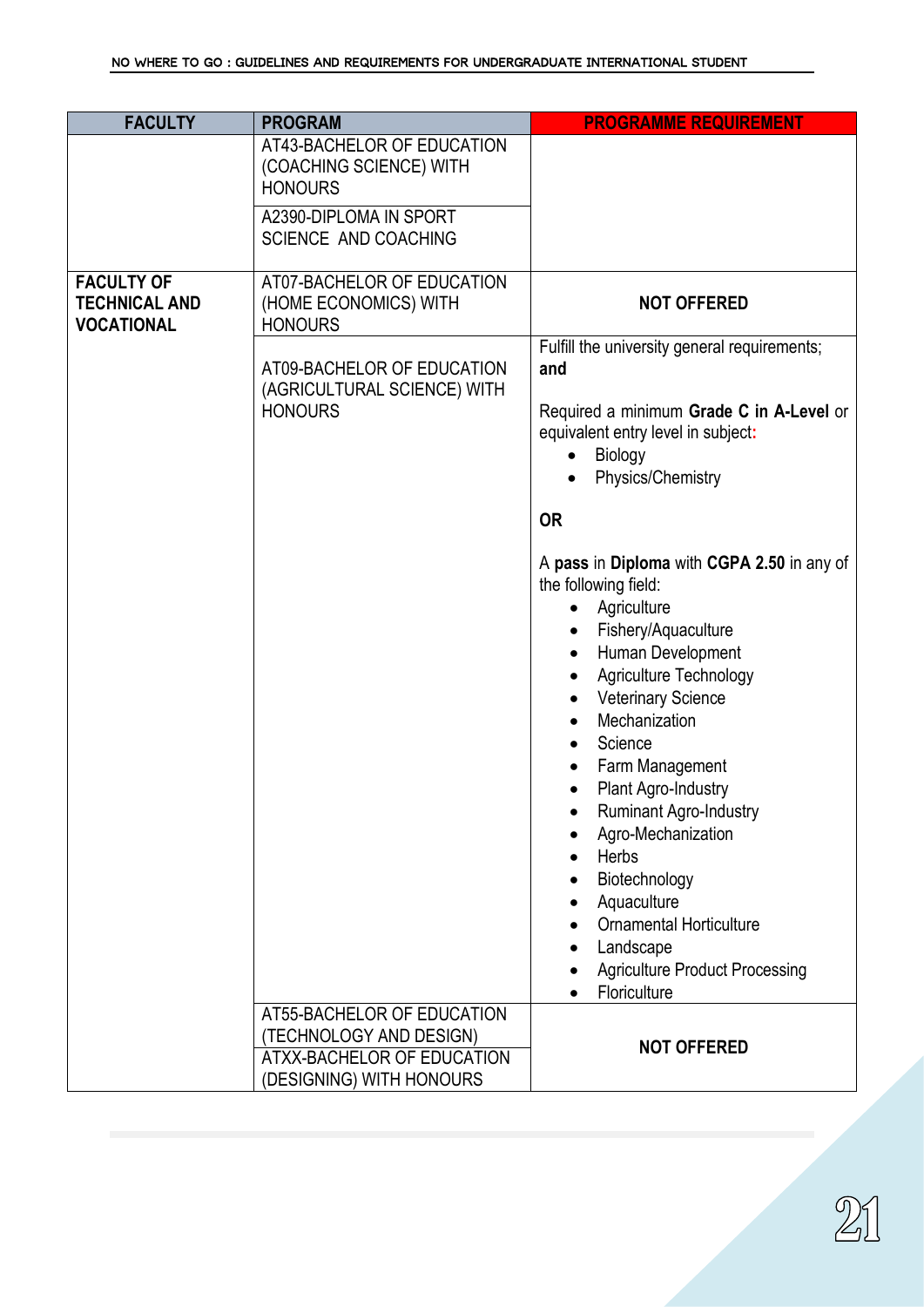| FACULTY | PROGRAM | PROGRAMME REQUIREMENT |
|---|---|---|
| | AT43-BACHELOR OF EDUCATION (COACHING SCIENCE) WITH HONOURS | |
| | A2390-DIPLOMA IN SPORT SCIENCE AND COACHING | |
| **FACULTY OF TECHNICAL AND VOCATIONAL** | AT07-BACHELOR OF EDUCATION (HOME ECONOMICS) WITH HONOURS | **NOT OFFERED** |
| | AT09-BACHELOR OF EDUCATION (AGRICULTURAL SCIENCE) WITH HONOURS | Fulfill the university general requirements; **and**<br><br>Required a minimum **Grade C in A-Level** or equivalent entry level in subject**:**<br>• Biology<br>• Physics/Chemistry<br><br>**OR**<br><br>A **pass** in **Diploma** with **CGPA 2.50** in any of the following field:<br>• Agriculture<br>• Fishery/Aquaculture<br>• Human Development<br>• Agriculture Technology<br>• Veterinary Science<br>• Mechanization<br>• Science<br>• Farm Management<br>• Plant Agro-Industry<br>• Ruminant Agro-Industry<br>• Agro-Mechanization<br>• Herbs<br>• Biotechnology<br>• Aquaculture<br>• Ornamental Horticulture<br>• Landscape<br>• Agriculture Product Processing<br>• Floriculture |
| | AT55-BACHELOR OF EDUCATION (TECHNOLOGY AND DESIGN) | **NOT OFFERED** |
| | ATXX-BACHELOR OF EDUCATION (DESIGNING) WITH HONOURS | |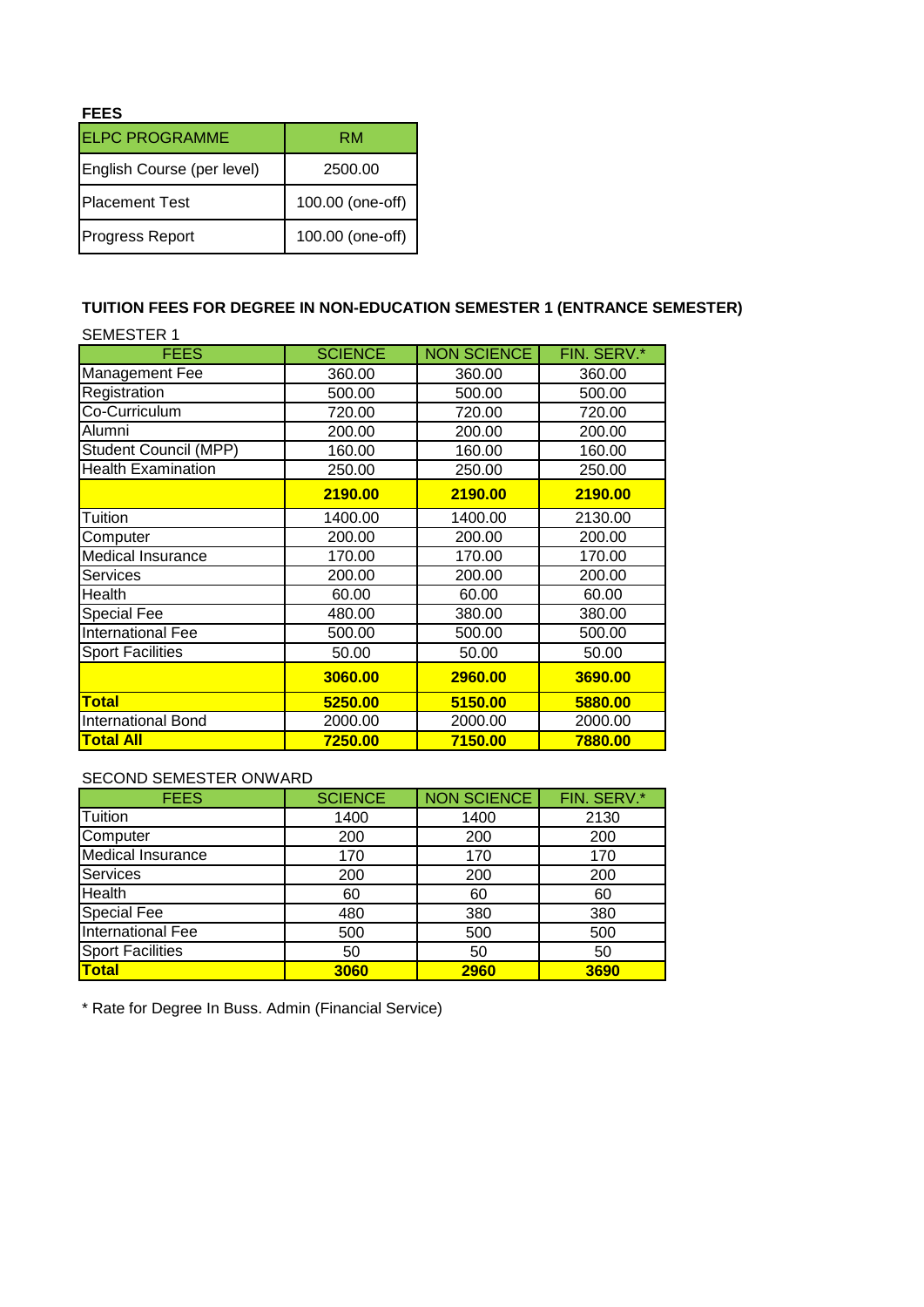**FEES**

| ELPC PROGRAMME | RM |
|---|---|
| English Course (per level) | 2500.00 |
| Placement Test | 100.00 (one-off) |
| Progress Report | 100.00 (one-off) |

**TUITION FEES FOR DEGREE IN NON-EDUCATION SEMESTER 1 (ENTRANCE SEMESTER)**

SEMESTER 1

| FEES | SCIENCE | NON SCIENCE | FIN. SERV.* |
|---|---|---|---|
| Management Fee | 360.00 | 360.00 | 360.00 |
| Registration | 500.00 | 500.00 | 500.00 |
| Co-Curriculum | 720.00 | 720.00 | 720.00 |
| Alumni | 200.00 | 200.00 | 200.00 |
| Student Council (MPP) | 160.00 | 160.00 | 160.00 |
| Health Examination | 250.00 | 250.00 | 250.00 |
| | **2190.00** | **2190.00** | **2190.00** |
| Tuition | 1400.00 | 1400.00 | 2130.00 |
| Computer | 200.00 | 200.00 | 200.00 |
| Medical Insurance | 170.00 | 170.00 | 170.00 |
| Services | 200.00 | 200.00 | 200.00 |
| Health | 60.00 | 60.00 | 60.00 |
| Special Fee | 480.00 | 380.00 | 380.00 |
| International Fee | 500.00 | 500.00 | 500.00 |
| Sport Facilities | 50.00 | 50.00 | 50.00 |
| | **3060.00** | **2960.00** | **3690.00** |
| **Total** | **5250.00** | **5150.00** | **5880.00** |
| International Bond | 2000.00 | 2000.00 | 2000.00 |
| **Total All** | **7250.00** | **7150.00** | **7880.00** |

SECOND SEMESTER ONWARD

| FEES | SCIENCE | NON SCIENCE | FIN. SERV.* |
|---|---|---|---|
| Tuition | 1400 | 1400 | 2130 |
| Computer | 200 | 200 | 200 |
| Medical Insurance | 170 | 170 | 170 |
| Services | 200 | 200 | 200 |
| Health | 60 | 60 | 60 |
| Special Fee | 480 | 380 | 380 |
| International Fee | 500 | 500 | 500 |
| Sport Facilities | 50 | 50 | 50 |
| **Total** | **3060** | **2960** | **3690** |

* Rate for Degree In Buss. Admin (Financial Service)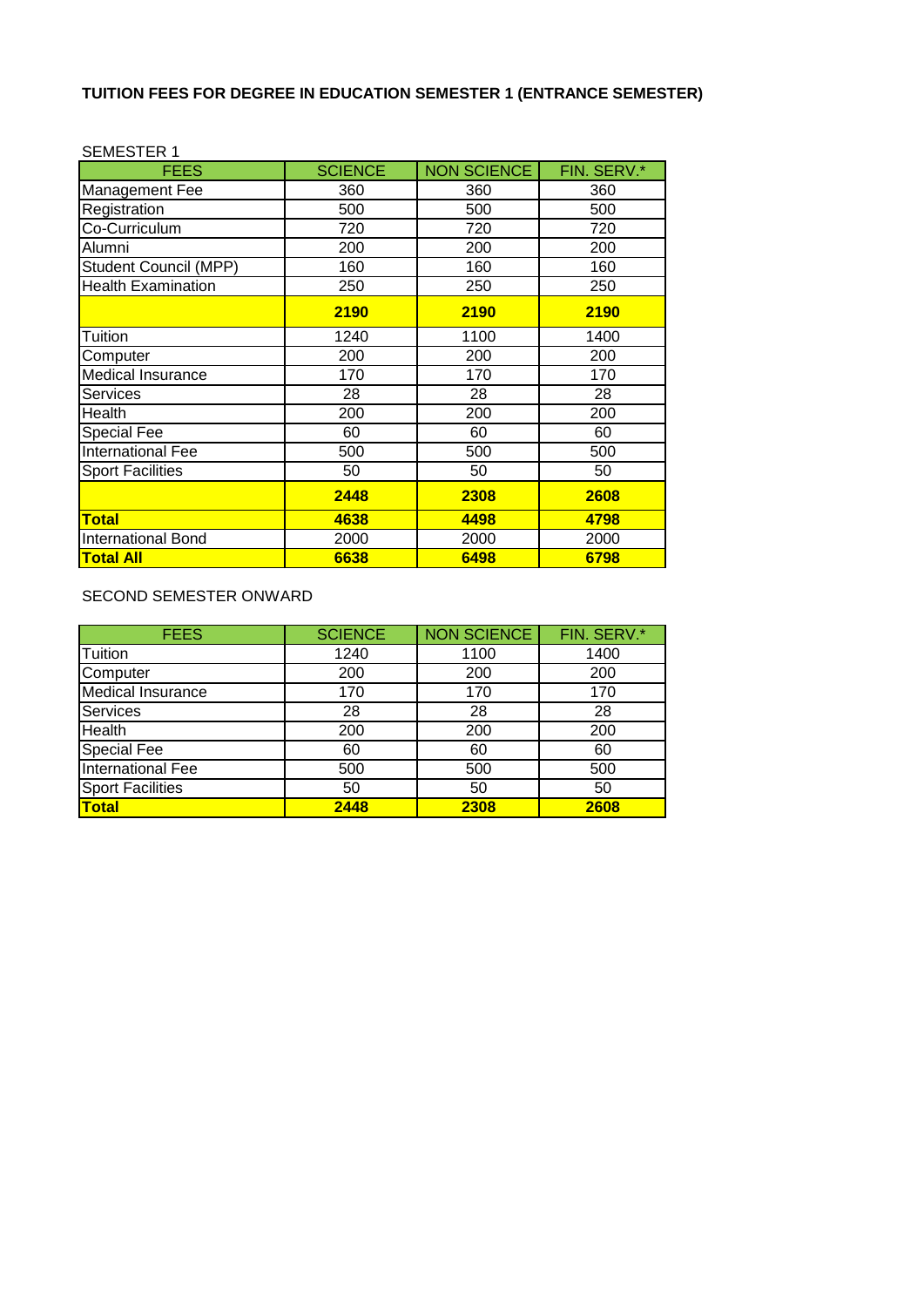**TUITION FEES FOR DEGREE IN EDUCATION SEMESTER 1 (ENTRANCE SEMESTER)**

SEMESTER 1

| FEES | SCIENCE | NON SCIENCE | FIN. SERV.* |
|---|---|---|---|
| Management Fee | 360 | 360 | 360 |
| Registration | 500 | 500 | 500 |
| Co-Curriculum | 720 | 720 | 720 |
| Alumni | 200 | 200 | 200 |
| Student Council (MPP) | 160 | 160 | 160 |
| Health Examination | 250 | 250 | 250 |
| | **2190** | **2190** | **2190** |
| Tuition | 1240 | 1100 | 1400 |
| Computer | 200 | 200 | 200 |
| Medical Insurance | 170 | 170 | 170 |
| Services | 28 | 28 | 28 |
| Health | 200 | 200 | 200 |
| Special Fee | 60 | 60 | 60 |
| International Fee | 500 | 500 | 500 |
| Sport Facilities | 50 | 50 | 50 |
| | **2448** | **2308** | **2608** |
| **Total** | **4638** | **4498** | **4798** |
| International Bond | 2000 | 2000 | 2000 |
| **Total All** | **6638** | **6498** | **6798** |

SECOND SEMESTER ONWARD

| FEES | SCIENCE | NON SCIENCE | FIN. SERV.* |
|---|---|---|---|
| Tuition | 1240 | 1100 | 1400 |
| Computer | 200 | 200 | 200 |
| Medical Insurance | 170 | 170 | 170 |
| Services | 28 | 28 | 28 |
| Health | 200 | 200 | 200 |
| Special Fee | 60 | 60 | 60 |
| International Fee | 500 | 500 | 500 |
| Sport Facilities | 50 | 50 | 50 |
| **Total** | **2448** | **2308** | **2608** |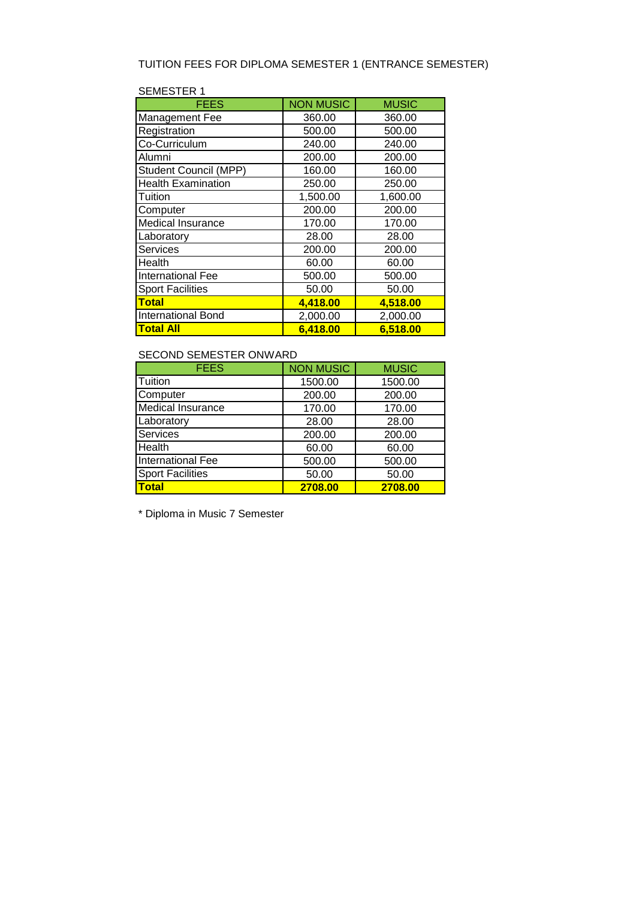TUITION FEES FOR DIPLOMA SEMESTER 1 (ENTRANCE SEMESTER)

SEMESTER 1

| FEES | NON MUSIC | MUSIC |
|---|---|---|
| Management Fee | 360.00 | 360.00 |
| Registration | 500.00 | 500.00 |
| Co-Curriculum | 240.00 | 240.00 |
| Alumni | 200.00 | 200.00 |
| Student Council (MPP) | 160.00 | 160.00 |
| Health Examination | 250.00 | 250.00 |
| Tuition | 1,500.00 | 1,600.00 |
| Computer | 200.00 | 200.00 |
| Medical Insurance | 170.00 | 170.00 |
| Laboratory | 28.00 | 28.00 |
| Services | 200.00 | 200.00 |
| Health | 60.00 | 60.00 |
| International Fee | 500.00 | 500.00 |
| Sport Facilities | 50.00 | 50.00 |
| **Total** | **4,418.00** | **4,518.00** |
| International Bond | 2,000.00 | 2,000.00 |
| **Total All** | **6,418.00** | **6,518.00** |

SECOND SEMESTER ONWARD

| FEES | NON MUSIC | MUSIC |
|---|---|---|
| Tuition | 1500.00 | 1500.00 |
| Computer | 200.00 | 200.00 |
| Medical Insurance | 170.00 | 170.00 |
| Laboratory | 28.00 | 28.00 |
| Services | 200.00 | 200.00 |
| Health | 60.00 | 60.00 |
| International Fee | 500.00 | 500.00 |
| Sport Facilities | 50.00 | 50.00 |
| **Total** | **2708.00** | **2708.00** |

* Diploma in Music 7 Semester